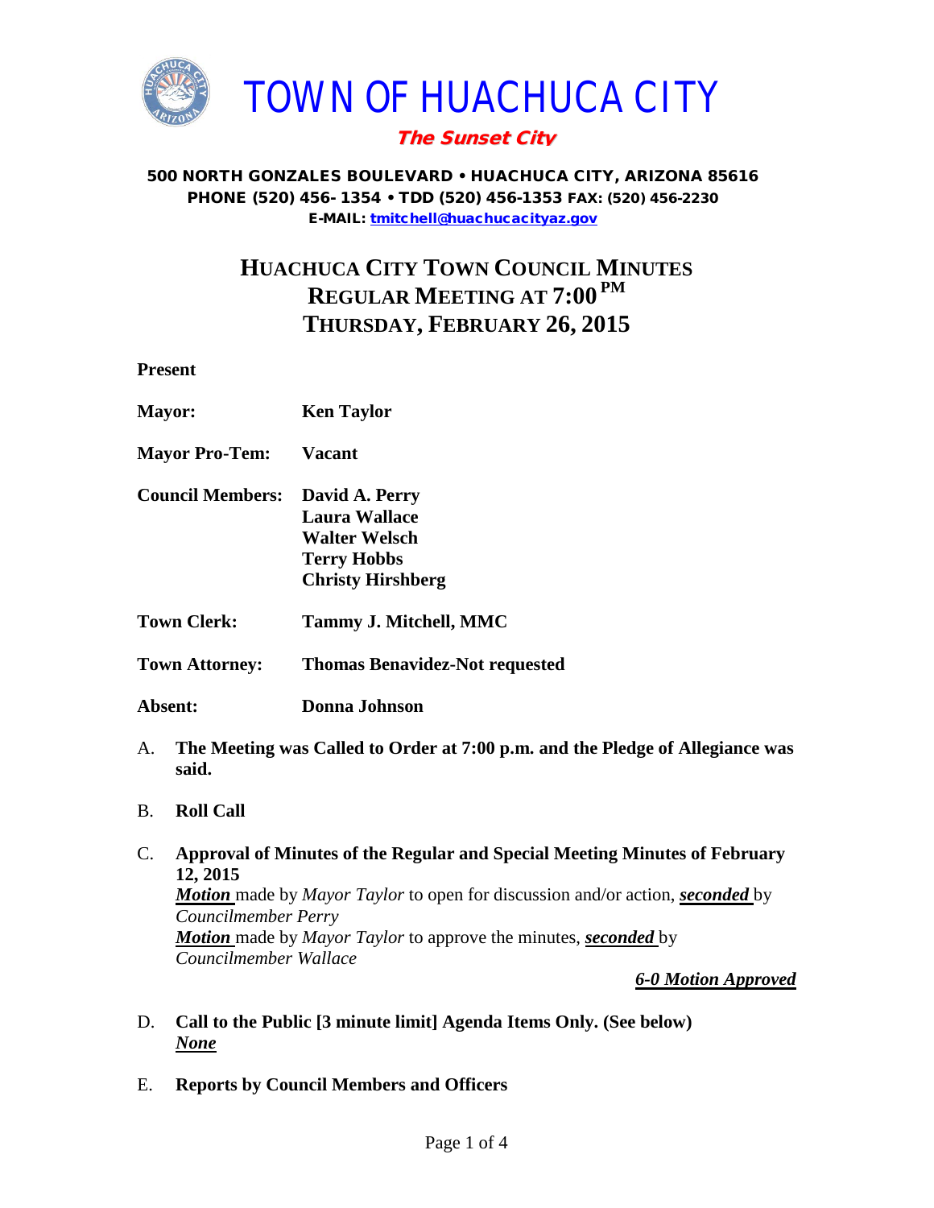# TOWN OF HUACHUCA CITY

***The Sunset City***

**500 NORTH GONZALES BOULEVARD • HUACHUCA CITY, ARIZONA 85616**
**PHONE (520) 456- 1354 • TDD (520) 456-1353 FAX: (520) 456-2230**
**E-MAIL: tmitchell@huachucacityaz.gov**

## HUACHUCA CITY TOWN COUNCIL MINUTES
## REGULAR MEETING AT 7:00 PM
## THURSDAY, FEBRUARY 26, 2015

**Present**

**Mayor:** **Ken Taylor**

**Mayor Pro-Tem:** **Vacant**

**Council Members:** **David A. Perry**
**Laura Wallace**
**Walter Welsch**
**Terry Hobbs**
**Christy Hirshberg**

**Town Clerk:** **Tammy J. Mitchell, MMC**

**Town Attorney:** **Thomas Benavidez-Not requested**

**Absent:** **Donna Johnson**

A. **The Meeting was Called to Order at 7:00 p.m. and the Pledge of Allegiance was said.**

B. **Roll Call**

C. **Approval of Minutes of the Regular and Special Meeting Minutes of February 12, 2015**
***Motion*** made by *Mayor Taylor* to open for discussion and/or action, ***seconded*** by *Councilmember Perry*
***Motion*** made by *Mayor Taylor* to approve the minutes, ***seconded*** by *Councilmember Wallace*

***6-0 Motion Approved***

D. **Call to the Public [3 minute limit] Agenda Items Only. (See below)**
***None***

E. **Reports by Council Members and Officers**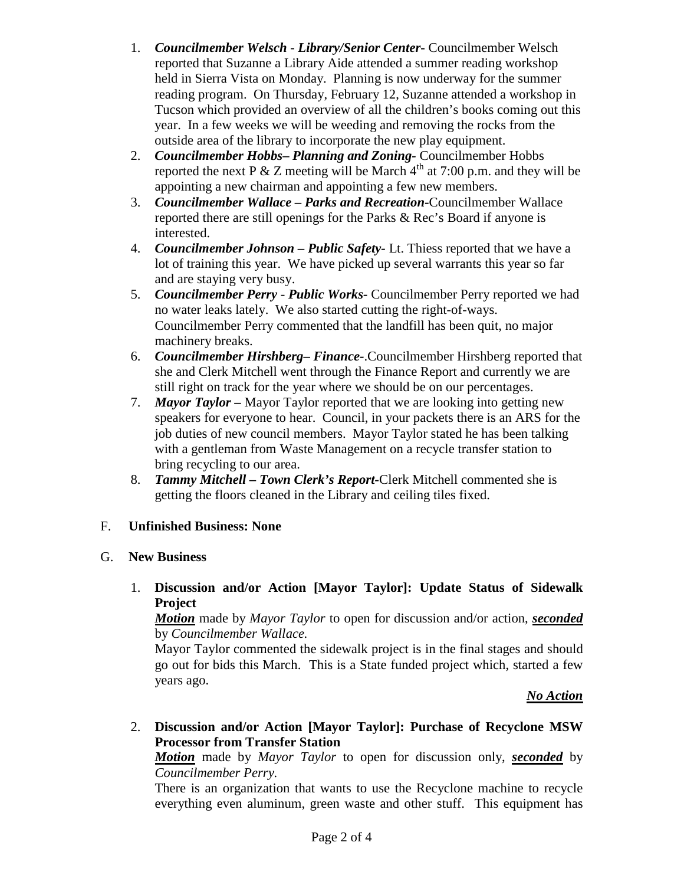1. ***Councilmember Welsch* - *Library/Senior Center-*** Councilmember Welsch reported that Suzanne a Library Aide attended a summer reading workshop held in Sierra Vista on Monday. Planning is now underway for the summer reading program. On Thursday, February 12, Suzanne attended a workshop in Tucson which provided an overview of all the children's books coming out this year. In a few weeks we will be weeding and removing the rocks from the outside area of the library to incorporate the new play equipment.
2. ***Councilmember Hobbs– Planning and Zoning-*** Councilmember Hobbs reported the next P & Z meeting will be March 4th at 7:00 p.m. and they will be appointing a new chairman and appointing a few new members.
3. ***Councilmember Wallace – Parks and Recreation-***Councilmember Wallace reported there are still openings for the Parks & Rec's Board if anyone is interested.
4. ***Councilmember Johnson – Public Safety-*** Lt. Thiess reported that we have a lot of training this year. We have picked up several warrants this year so far and are staying very busy.
5. ***Councilmember Perry* - *Public Works-*** Councilmember Perry reported we had no water leaks lately. We also started cutting the right-of-ways. Councilmember Perry commented that the landfill has been quit, no major machinery breaks.
6. ***Councilmember Hirshberg– Finance-***.Councilmember Hirshberg reported that she and Clerk Mitchell went through the Finance Report and currently we are still right on track for the year where we should be on our percentages.
7. ***Mayor Taylor –*** Mayor Taylor reported that we are looking into getting new speakers for everyone to hear. Council, in your packets there is an ARS for the job duties of new council members. Mayor Taylor stated he has been talking with a gentleman from Waste Management on a recycle transfer station to bring recycling to our area.
8. ***Tammy Mitchell – Town Clerk's Report-***Clerk Mitchell commented she is getting the floors cleaned in the Library and ceiling tiles fixed.

F. **Unfinished Business: None**

G. **New Business**

1. **Discussion and/or Action [Mayor Taylor]: Update Status of Sidewalk Project**

   ***Motion*** made by *Mayor Taylor* to open for discussion and/or action, ***seconded*** by *Councilmember Wallace.*

   Mayor Taylor commented the sidewalk project is in the final stages and should go out for bids this March. This is a State funded project which, started a few years ago.

   ***No Action***

2. **Discussion and/or Action [Mayor Taylor]: Purchase of Recyclone MSW Processor from Transfer Station**

   ***Motion*** made by *Mayor Taylor* to open for discussion only, ***seconded*** by *Councilmember Perry.*

   There is an organization that wants to use the Recyclone machine to recycle everything even aluminum, green waste and other stuff. This equipment has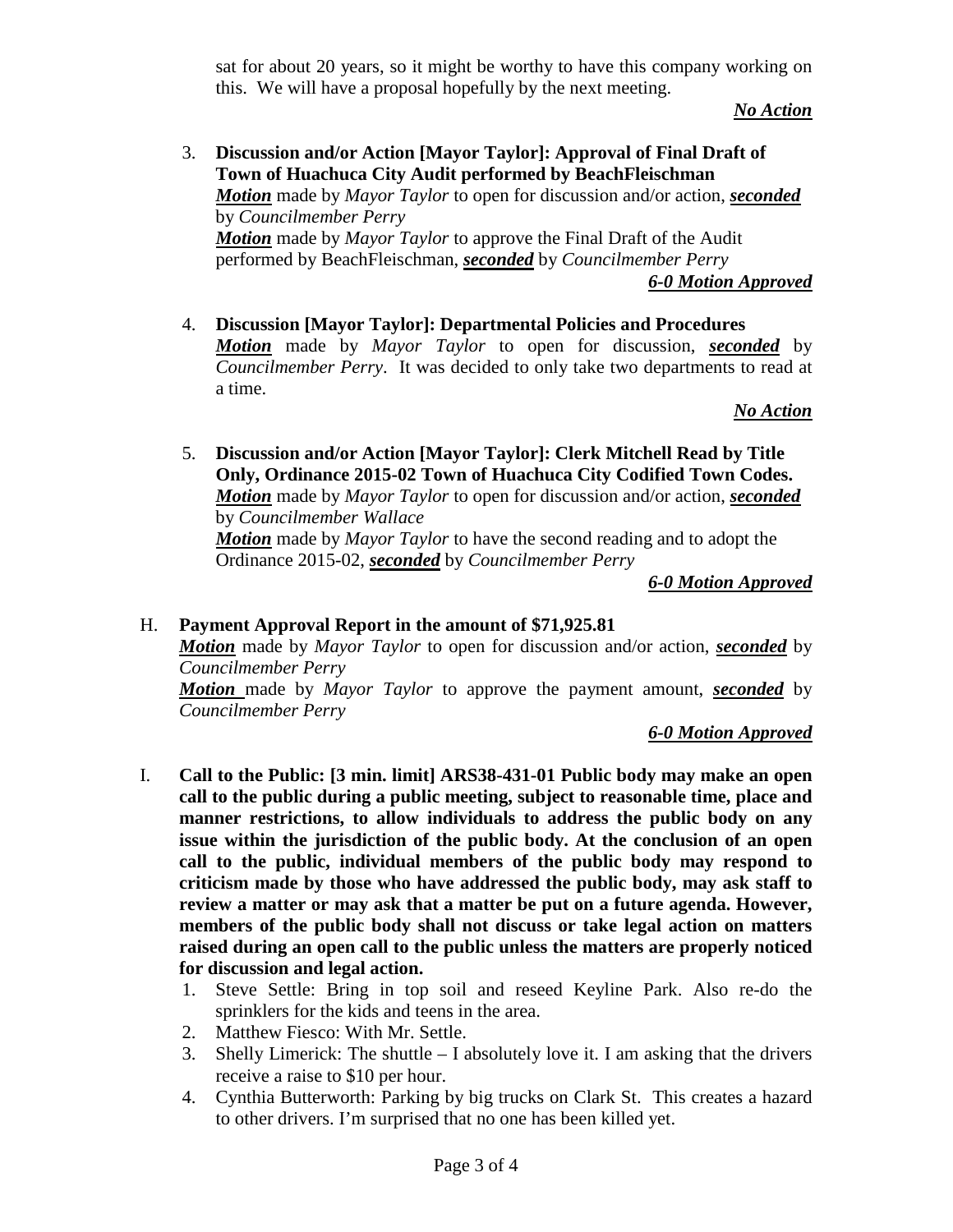sat for about 20 years, so it might be worthy to have this company working on this. We will have a proposal hopefully by the next meeting.

***No Action***

3. **Discussion and/or Action [Mayor Taylor]: Approval of Final Draft of Town of Huachuca City Audit performed by BeachFleischman**
   ***Motion*** made by *Mayor Taylor* to open for discussion and/or action, ***seconded*** by *Councilmember Perry*
   ***Motion*** made by *Mayor Taylor* to approve the Final Draft of the Audit performed by BeachFleischman, ***seconded*** by *Councilmember Perry*

   ***6-0 Motion Approved***

4. **Discussion [Mayor Taylor]: Departmental Policies and Procedures**
   ***Motion*** made by *Mayor Taylor* to open for discussion, ***seconded*** by *Councilmember Perry*. It was decided to only take two departments to read at a time.

   ***No Action***

5. **Discussion and/or Action [Mayor Taylor]: Clerk Mitchell Read by Title Only, Ordinance 2015-02 Town of Huachuca City Codified Town Codes.**
   ***Motion*** made by *Mayor Taylor* to open for discussion and/or action, ***seconded*** by *Councilmember Wallace*
   ***Motion*** made by *Mayor Taylor* to have the second reading and to adopt the Ordinance 2015-02, ***seconded*** by *Councilmember Perry*

   ***6-0 Motion Approved***

H. **Payment Approval Report in the amount of $71,925.81**
   ***Motion*** made by *Mayor Taylor* to open for discussion and/or action, ***seconded*** by *Councilmember Perry*
   ***Motion*** made by *Mayor Taylor* to approve the payment amount, ***seconded*** by *Councilmember Perry*

   ***6-0 Motion Approved***

I. **Call to the Public: [3 min. limit] ARS38-431-01 Public body may make an open call to the public during a public meeting, subject to reasonable time, place and manner restrictions, to allow individuals to address the public body on any issue within the jurisdiction of the public body. At the conclusion of an open call to the public, individual members of the public body may respond to criticism made by those who have addressed the public body, may ask staff to review a matter or may ask that a matter be put on a future agenda. However, members of the public body shall not discuss or take legal action on matters raised during an open call to the public unless the matters are properly noticed for discussion and legal action.**
   1. Steve Settle: Bring in top soil and reseed Keyline Park. Also re-do the sprinklers for the kids and teens in the area.
   2. Matthew Fiesco: With Mr. Settle.
   3. Shelly Limerick: The shuttle – I absolutely love it. I am asking that the drivers receive a raise to $10 per hour.
   4. Cynthia Butterworth: Parking by big trucks on Clark St. This creates a hazard to other drivers. I'm surprised that no one has been killed yet.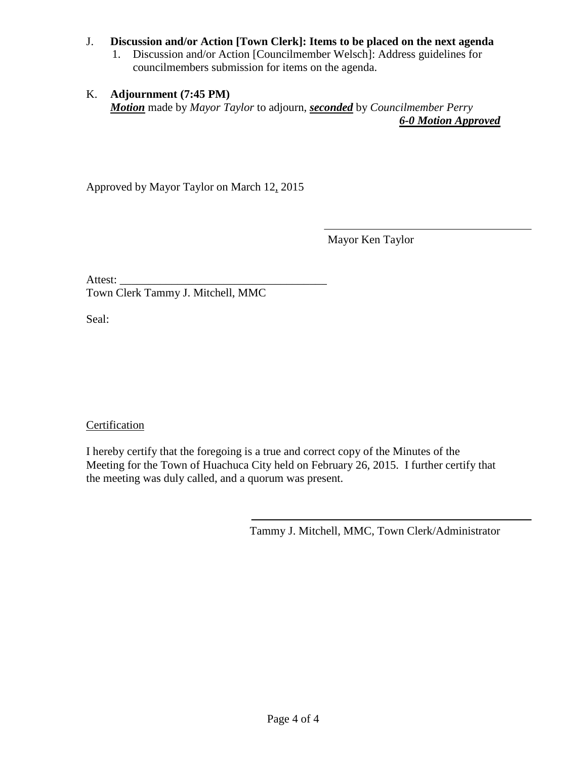J. **Discussion and/or Action [Town Clerk]: Items to be placed on the next agenda**

1. Discussion and/or Action [Councilmember Welsch]: Address guidelines for councilmembers submission for items on the agenda.

K. **Adjournment (7:45 PM)**

***Motion*** made by *Mayor Taylor* to adjourn, ***seconded*** by *Councilmember Perry*

***6-0 Motion Approved***

Approved by Mayor Taylor on March 12, 2015

\_\_\_\_\_\_\_\_\_\_\_\_\_\_\_\_\_\_\_\_\_\_\_\_\_\_\_\_\_\_\_\_\_\_\_\_

Mayor Ken Taylor

Attest: \_\_\_\_\_\_\_\_\_\_\_\_\_\_\_\_\_\_\_\_\_\_\_\_\_\_\_\_\_\_\_\_\_\_\_\_

Town Clerk Tammy J. Mitchell, MMC

Seal:

Certification

I hereby certify that the foregoing is a true and correct copy of the Minutes of the Meeting for the Town of Huachuca City held on February 26, 2015. I further certify that the meeting was duly called, and a quorum was present.

\_\_\_\_\_\_\_\_\_\_\_\_\_\_\_\_\_\_\_\_\_\_\_\_\_\_\_\_\_\_\_\_\_\_\_\_

Tammy J. Mitchell, MMC, Town Clerk/Administrator